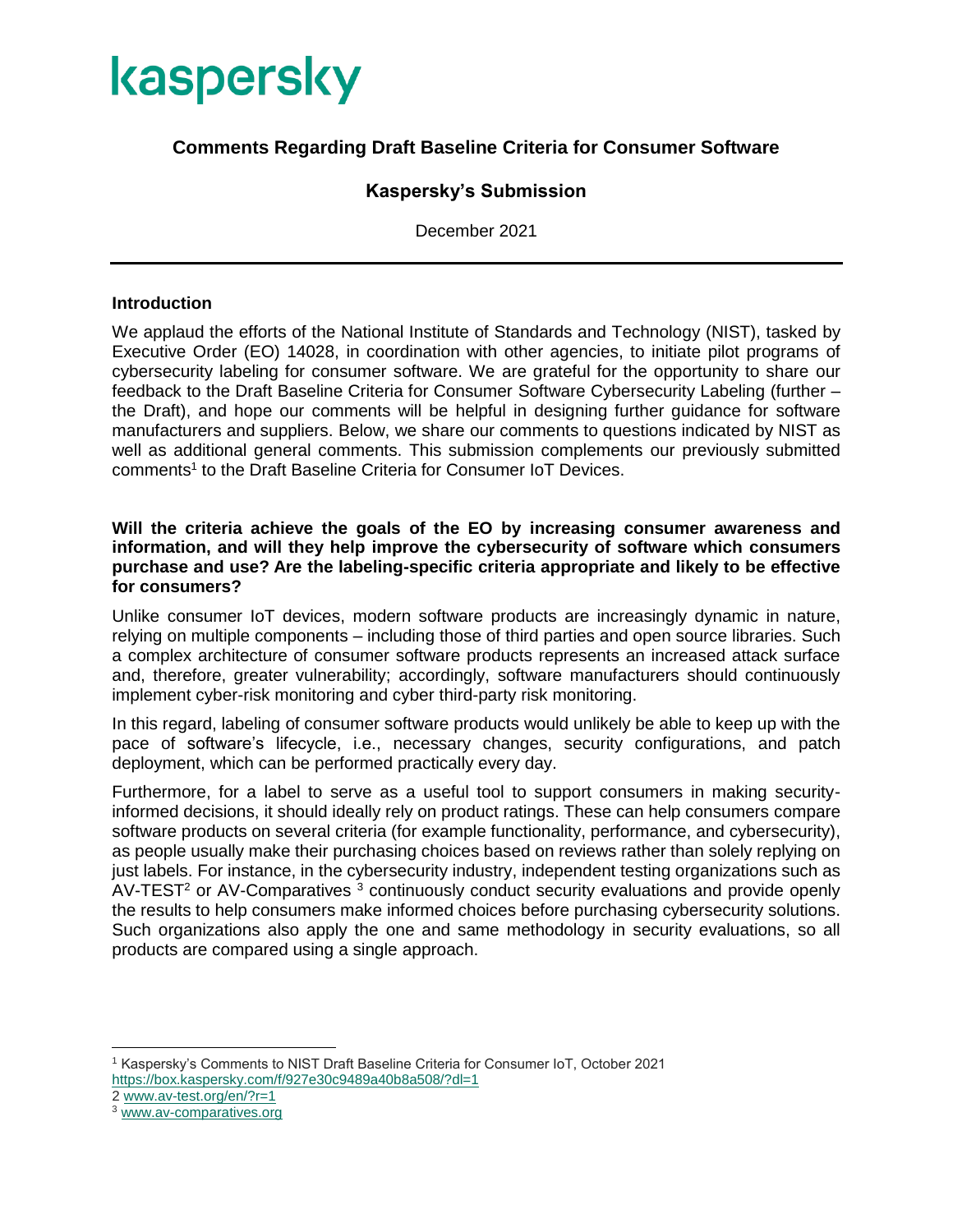# kaspersky

## Comments Regarding Draft Baseline Criteria for Consumer Software

### Kaspersky's Submission

December 2021

---

**Introduction**

We applaud the efforts of the National Institute of Standards and Technology (NIST), tasked by Executive Order (EO) 14028, in coordination with other agencies, to initiate pilot programs of cybersecurity labeling for consumer software. We are grateful for the opportunity to share our feedback to the Draft Baseline Criteria for Consumer Software Cybersecurity Labeling (further – the Draft), and hope our comments will be helpful in designing further guidance for software manufacturers and suppliers. Below, we share our comments to questions indicated by NIST as well as additional general comments. This submission complements our previously submitted comments[1] to the Draft Baseline Criteria for Consumer IoT Devices.

**Will the criteria achieve the goals of the EO by increasing consumer awareness and information, and will they help improve the cybersecurity of software which consumers purchase and use? Are the labeling-specific criteria appropriate and likely to be effective for consumers?**

Unlike consumer IoT devices, modern software products are increasingly dynamic in nature, relying on multiple components – including those of third parties and open source libraries. Such a complex architecture of consumer software products represents an increased attack surface and, therefore, greater vulnerability; accordingly, software manufacturers should continuously implement cyber-risk monitoring and cyber third-party risk monitoring.

In this regard, labeling of consumer software products would unlikely be able to keep up with the pace of software's lifecycle, i.e., necessary changes, security configurations, and patch deployment, which can be performed practically every day.

Furthermore, for a label to serve as a useful tool to support consumers in making security-informed decisions, it should ideally rely on product ratings. These can help consumers compare software products on several criteria (for example functionality, performance, and cybersecurity), as people usually make their purchasing choices based on reviews rather than solely replying on just labels. For instance, in the cybersecurity industry, independent testing organizations such as AV-TEST[2] or AV-Comparatives [3] continuously conduct security evaluations and provide openly the results to help consumers make informed choices before purchasing cybersecurity solutions. Such organizations also apply the one and same methodology in security evaluations, so all products are compared using a single approach.

---

[1] Kaspersky's Comments to NIST Draft Baseline Criteria for Consumer IoT, October 2021 https://box.kaspersky.com/f/927e30c9489a40b8a508/?dl=1

[2] www.av-test.org/en/?r=1

[3] www.av-comparatives.org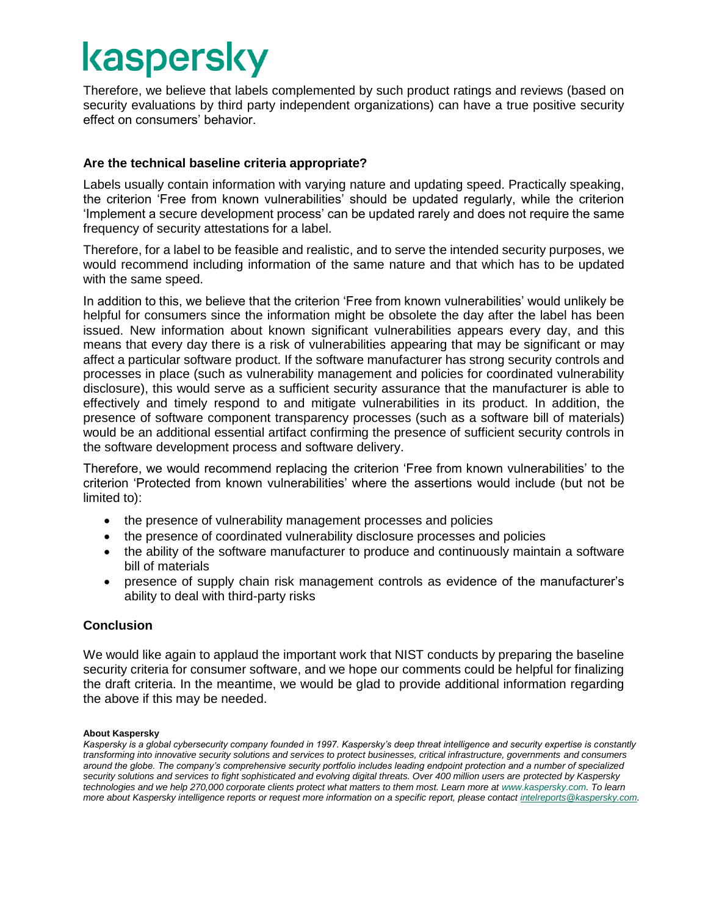Therefore, we believe that labels complemented by such product ratings and reviews (based on security evaluations by third party independent organizations) can have a true positive security effect on consumers' behavior.

### Are the technical baseline criteria appropriate?

Labels usually contain information with varying nature and updating speed. Practically speaking, the criterion 'Free from known vulnerabilities' should be updated regularly, while the criterion 'Implement a secure development process' can be updated rarely and does not require the same frequency of security attestations for a label.

Therefore, for a label to be feasible and realistic, and to serve the intended security purposes, we would recommend including information of the same nature and that which has to be updated with the same speed.

In addition to this, we believe that the criterion 'Free from known vulnerabilities' would unlikely be helpful for consumers since the information might be obsolete the day after the label has been issued. New information about known significant vulnerabilities appears every day, and this means that every day there is a risk of vulnerabilities appearing that may be significant or may affect a particular software product. If the software manufacturer has strong security controls and processes in place (such as vulnerability management and policies for coordinated vulnerability disclosure), this would serve as a sufficient security assurance that the manufacturer is able to effectively and timely respond to and mitigate vulnerabilities in its product. In addition, the presence of software component transparency processes (such as a software bill of materials) would be an additional essential artifact confirming the presence of sufficient security controls in the software development process and software delivery.

Therefore, we would recommend replacing the criterion 'Free from known vulnerabilities' to the criterion 'Protected from known vulnerabilities' where the assertions would include (but not be limited to):

- the presence of vulnerability management processes and policies
- the presence of coordinated vulnerability disclosure processes and policies
- the ability of the software manufacturer to produce and continuously maintain a software bill of materials
- presence of supply chain risk management controls as evidence of the manufacturer's ability to deal with third-party risks

### Conclusion

We would like again to applaud the important work that NIST conducts by preparing the baseline security criteria for consumer software, and we hope our comments could be helpful for finalizing the draft criteria. In the meantime, we would be glad to provide additional information regarding the above if this may be needed.

**About Kaspersky**

*Kaspersky is a global cybersecurity company founded in 1997. Kaspersky's deep threat intelligence and security expertise is constantly transforming into innovative security solutions and services to protect businesses, critical infrastructure, governments and consumers around the globe. The company's comprehensive security portfolio includes leading endpoint protection and a number of specialized security solutions and services to fight sophisticated and evolving digital threats. Over 400 million users are protected by Kaspersky technologies and we help 270,000 corporate clients protect what matters to them most. Learn more at www.kaspersky.com. To learn more about Kaspersky intelligence reports or request more information on a specific report, please contact intelreports@kaspersky.com.*